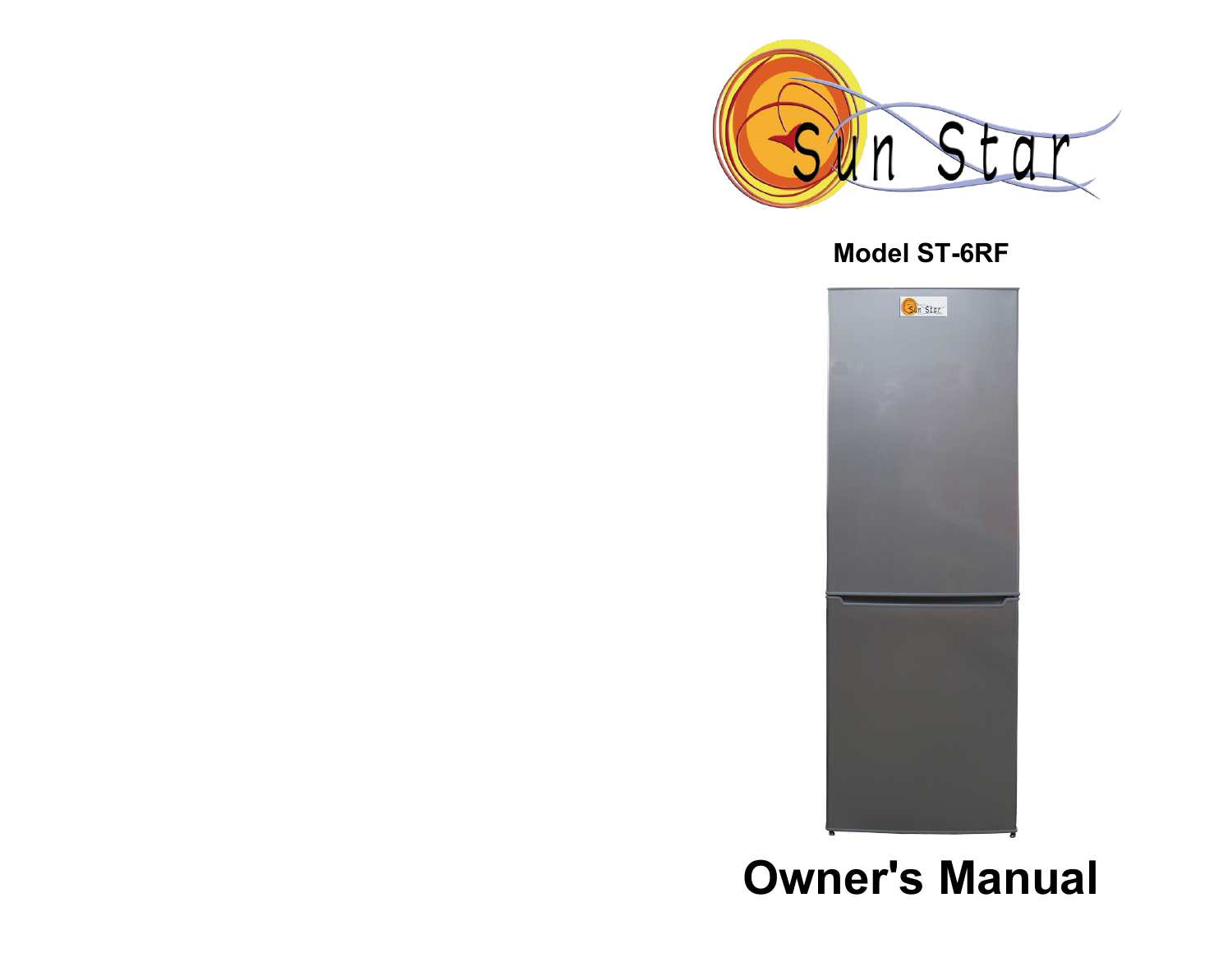Sun Star

**Model ST-6RF**

# Owner's Manual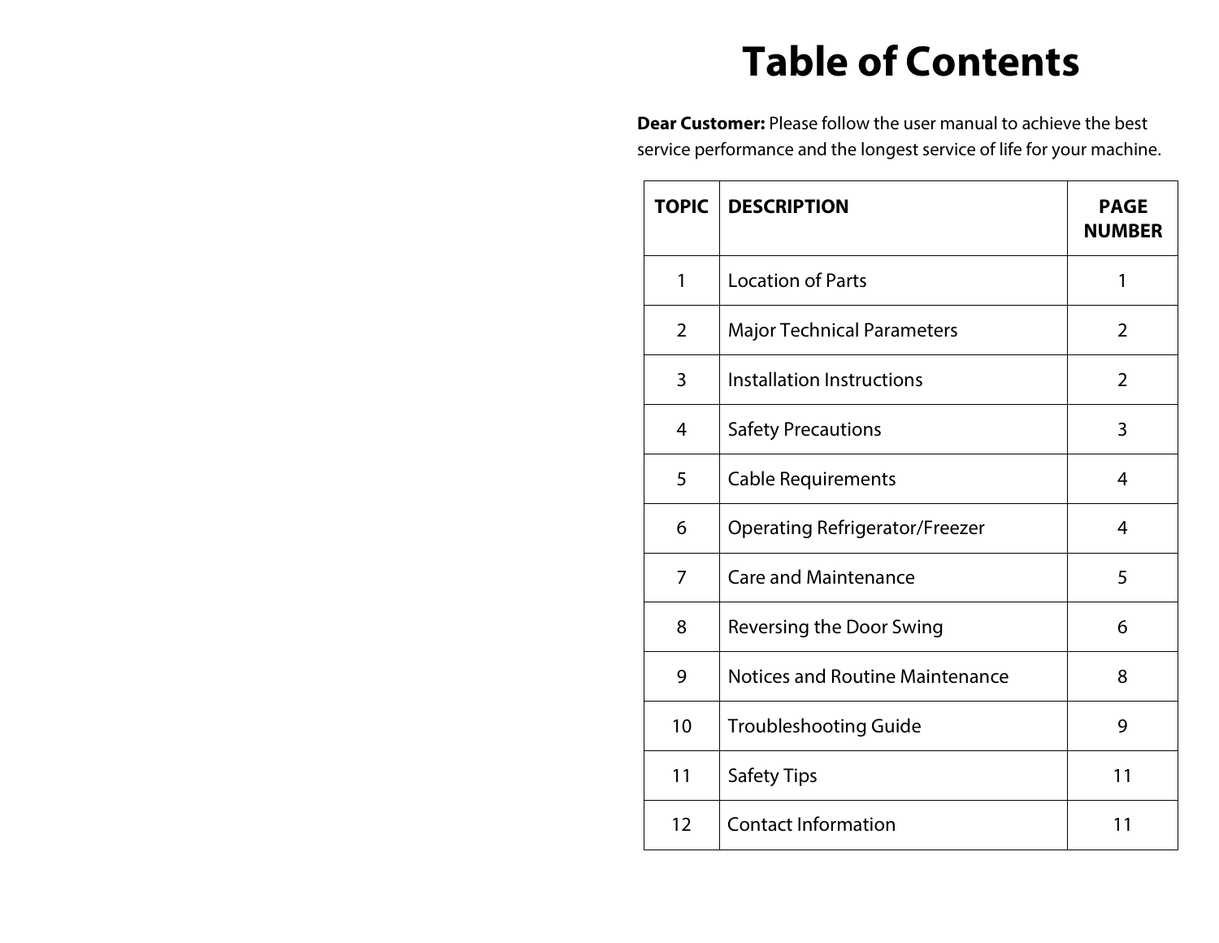# Table of Contents

**Dear Customer:** Please follow the user manual to achieve the best service performance and the longest service of life for your machine.

| TOPIC | DESCRIPTION | PAGE NUMBER |
|---|---|---|
| 1 | Location of Parts | 1 |
| 2 | Major Technical Parameters | 2 |
| 3 | Installation Instructions | 2 |
| 4 | Safety Precautions | 3 |
| 5 | Cable Requirements | 4 |
| 6 | Operating Refrigerator/Freezer | 4 |
| 7 | Care and Maintenance | 5 |
| 8 | Reversing the Door Swing | 6 |
| 9 | Notices and Routine Maintenance | 8 |
| 10 | Troubleshooting Guide | 9 |
| 11 | Safety Tips | 11 |
| 12 | Contact Information | 11 |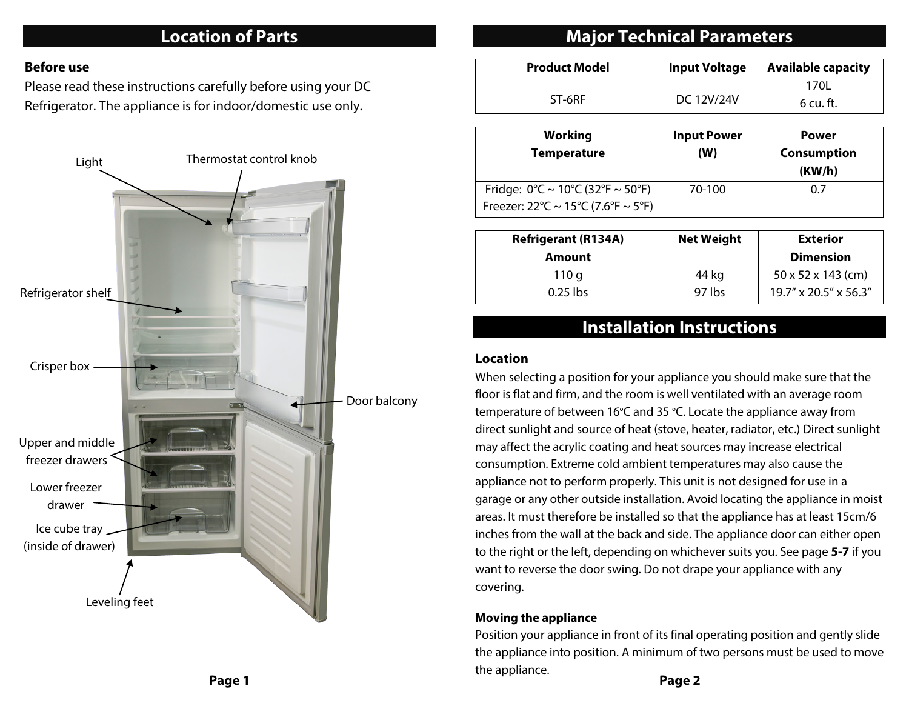## Location of Parts

**Before use**

Please read these instructions carefully before using your DC Refrigerator. The appliance is for indoor/domestic use only.

Light

Thermostat control knob

Refrigerator shelf

Crisper box

Door balcony

Upper and middle freezer drawers

Lower freezer drawer

Ice cube tray (inside of drawer)

Leveling feet

## Major Technical Parameters

| Product Model | Input Voltage | Available capacity |
|---|---|---|
| ST-6RF | DC 12V/24V | 170L<br>6 cu. ft. |

| Working Temperature | Input Power (W) | Power Consumption (KW/h) |
|---|---|---|
| Fridge: 0°C ~ 10°C (32°F ~ 50°F)<br>Freezer: 22°C ~ 15°C (7.6°F ~ 5°F) | 70-100 | 0.7 |

| Refrigerant (R134A) Amount | Net Weight | Exterior Dimension |
|---|---|---|
| 110 g<br>0.25 lbs | 44 kg<br>97 lbs | 50 x 52 x 143 (cm)<br>19.7" x 20.5" x 56.3" |

## Installation Instructions

**Location**

When selecting a position for your appliance you should make sure that the floor is flat and firm, and the room is well ventilated with an average room temperature of between 16°C and 35 °C. Locate the appliance away from direct sunlight and source of heat (stove, heater, radiator, etc.) Direct sunlight may affect the acrylic coating and heat sources may increase electrical consumption. Extreme cold ambient temperatures may also cause the appliance not to perform properly. This unit is not designed for use in a garage or any other outside installation. Avoid locating the appliance in moist areas. It must therefore be installed so that the appliance has at least 15cm/6 inches from the wall at the back and side. The appliance door can either open to the right or the left, depending on whichever suits you. See page **5-7** if you want to reverse the door swing. Do not drape your appliance with any covering.

**Moving the appliance**

Position your appliance in front of its final operating position and gently slide the appliance into position. A minimum of two persons must be used to move the appliance.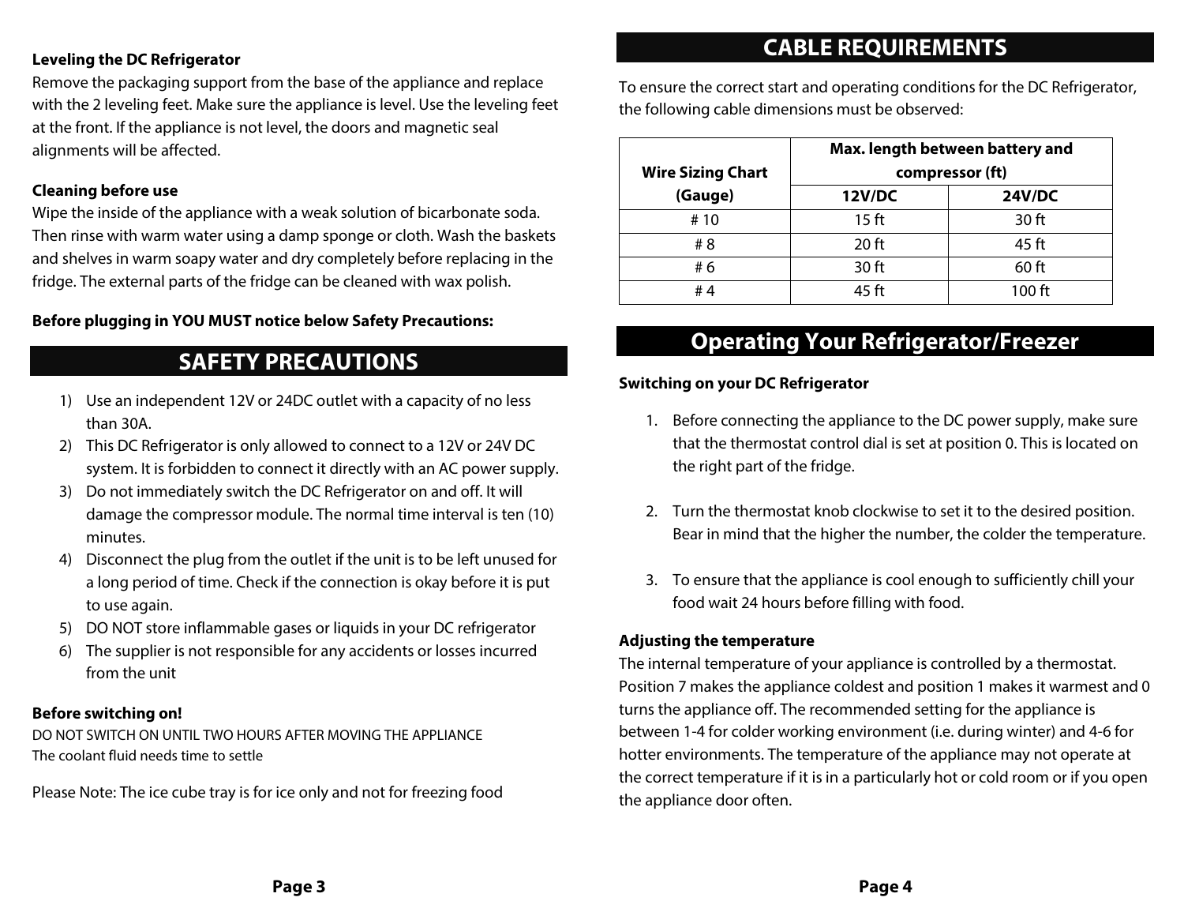**Leveling the DC Refrigerator**

Remove the packaging support from the base of the appliance and replace with the 2 leveling feet. Make sure the appliance is level. Use the leveling feet at the front. If the appliance is not level, the doors and magnetic seal alignments will be affected.

**Cleaning before use**

Wipe the inside of the appliance with a weak solution of bicarbonate soda. Then rinse with warm water using a damp sponge or cloth. Wash the baskets and shelves in warm soapy water and dry completely before replacing in the fridge. The external parts of the fridge can be cleaned with wax polish.

**Before plugging in YOU MUST notice below Safety Precautions:**

## SAFETY PRECAUTIONS

1) Use an independent 12V or 24DC outlet with a capacity of no less than 30A.
2) This DC Refrigerator is only allowed to connect to a 12V or 24V DC system. It is forbidden to connect it directly with an AC power supply.
3) Do not immediately switch the DC Refrigerator on and off. It will damage the compressor module. The normal time interval is ten (10) minutes.
4) Disconnect the plug from the outlet if the unit is to be left unused for a long period of time. Check if the connection is okay before it is put to use again.
5) DO NOT store inflammable gases or liquids in your DC refrigerator
6) The supplier is not responsible for any accidents or losses incurred from the unit

**Before switching on!**

DO NOT SWITCH ON UNTIL TWO HOURS AFTER MOVING THE APPLIANCE
The coolant fluid needs time to settle

Please Note: The ice cube tray is for ice only and not for freezing food

## CABLE REQUIREMENTS

To ensure the correct start and operating conditions for the DC Refrigerator, the following cable dimensions must be observed:

| Wire Sizing Chart (Gauge) | Max. length between battery and compressor (ft) | |
|---|---|---|
| | **12V/DC** | **24V/DC** |
| # 10 | 15 ft | 30 ft |
| # 8 | 20 ft | 45 ft |
| # 6 | 30 ft | 60 ft |
| # 4 | 45 ft | 100 ft |

## Operating Your Refrigerator/Freezer

**Switching on your DC Refrigerator**

1. Before connecting the appliance to the DC power supply, make sure that the thermostat control dial is set at position 0. This is located on the right part of the fridge.

2. Turn the thermostat knob clockwise to set it to the desired position. Bear in mind that the higher the number, the colder the temperature.

3. To ensure that the appliance is cool enough to sufficiently chill your food wait 24 hours before filling with food.

**Adjusting the temperature**

The internal temperature of your appliance is controlled by a thermostat. Position 7 makes the appliance coldest and position 1 makes it warmest and 0 turns the appliance off. The recommended setting for the appliance is between 1-4 for colder working environment (i.e. during winter) and 4-6 for hotter environments. The temperature of the appliance may not operate at the correct temperature if it is in a particularly hot or cold room or if you open the appliance door often.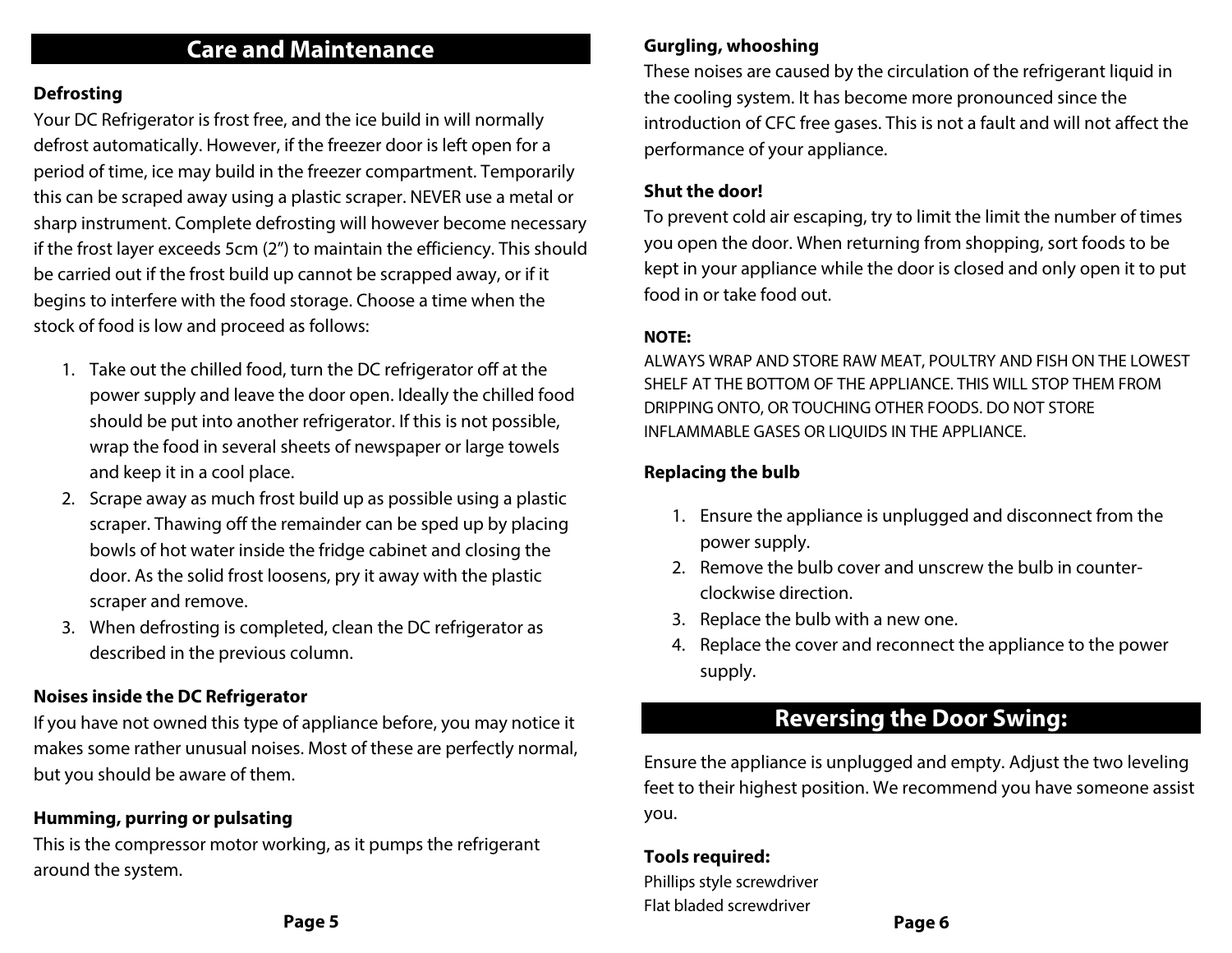## Care and Maintenance

### Defrosting

Your DC Refrigerator is frost free, and the ice build in will normally defrost automatically. However, if the freezer door is left open for a period of time, ice may build in the freezer compartment. Temporarily this can be scraped away using a plastic scraper. NEVER use a metal or sharp instrument. Complete defrosting will however become necessary if the frost layer exceeds 5cm (2”) to maintain the efficiency. This should be carried out if the frost build up cannot be scrapped away, or if it begins to interfere with the food storage. Choose a time when the stock of food is low and proceed as follows:

1. Take out the chilled food, turn the DC refrigerator off at the power supply and leave the door open. Ideally the chilled food should be put into another refrigerator. If this is not possible, wrap the food in several sheets of newspaper or large towels and keep it in a cool place.
2. Scrape away as much frost build up as possible using a plastic scraper. Thawing off the remainder can be sped up by placing bowls of hot water inside the fridge cabinet and closing the door. As the solid frost loosens, pry it away with the plastic scraper and remove.
3. When defrosting is completed, clean the DC refrigerator as described in the previous column.

### Noises inside the DC Refrigerator

If you have not owned this type of appliance before, you may notice it makes some rather unusual noises. Most of these are perfectly normal, but you should be aware of them.

### Humming, purring or pulsating

This is the compressor motor working, as it pumps the refrigerant around the system.

### Gurgling, whooshing

These noises are caused by the circulation of the refrigerant liquid in the cooling system. It has become more pronounced since the introduction of CFC free gases. This is not a fault and will not affect the performance of your appliance.

### Shut the door!

To prevent cold air escaping, try to limit the limit the number of times you open the door. When returning from shopping, sort foods to be kept in your appliance while the door is closed and only open it to put food in or take food out.

**NOTE:**

ALWAYS WRAP AND STORE RAW MEAT, POULTRY AND FISH ON THE LOWEST SHELF AT THE BOTTOM OF THE APPLIANCE. THIS WILL STOP THEM FROM DRIPPING ONTO, OR TOUCHING OTHER FOODS. DO NOT STORE INFLAMMABLE GASES OR LIQUIDS IN THE APPLIANCE.

### Replacing the bulb

1. Ensure the appliance is unplugged and disconnect from the power supply.
2. Remove the bulb cover and unscrew the bulb in counter-clockwise direction.
3. Replace the bulb with a new one.
4. Replace the cover and reconnect the appliance to the power supply.

## Reversing the Door Swing:

Ensure the appliance is unplugged and empty. Adjust the two leveling feet to their highest position. We recommend you have someone assist you.

**Tools required:**

Phillips style screwdriver
Flat bladed screwdriver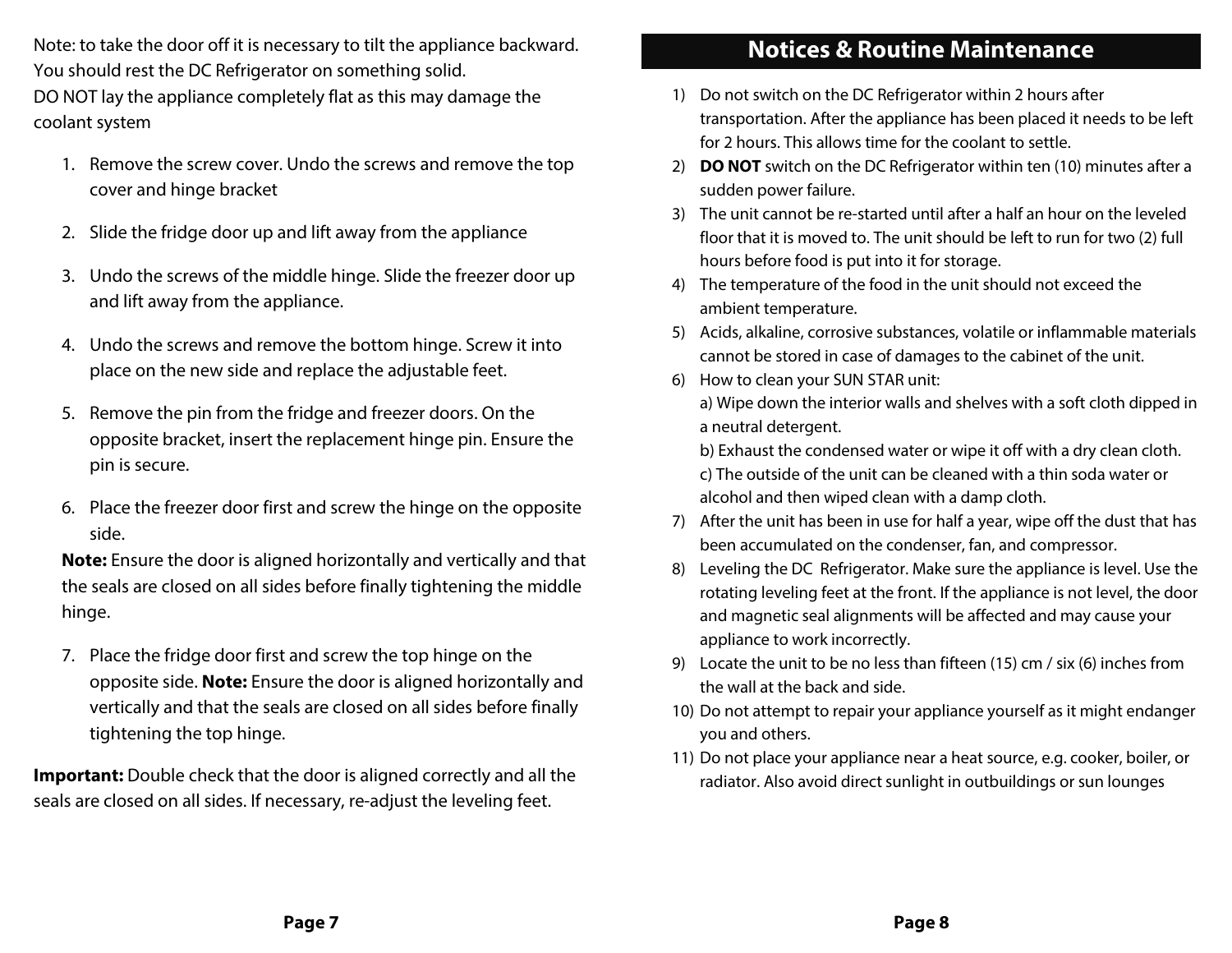Note: to take the door off it is necessary to tilt the appliance backward. You should rest the DC Refrigerator on something solid.
DO NOT lay the appliance completely flat as this may damage the coolant system

1. Remove the screw cover. Undo the screws and remove the top cover and hinge bracket

2. Slide the fridge door up and lift away from the appliance

3. Undo the screws of the middle hinge. Slide the freezer door up and lift away from the appliance.

4. Undo the screws and remove the bottom hinge. Screw it into place on the new side and replace the adjustable feet.

5. Remove the pin from the fridge and freezer doors. On the opposite bracket, insert the replacement hinge pin. Ensure the pin is secure.

6. Place the freezer door first and screw the hinge on the opposite side.
   **Note:** Ensure the door is aligned horizontally and vertically and that the seals are closed on all sides before finally tightening the middle hinge.

7. Place the fridge door first and screw the top hinge on the opposite side. **Note:** Ensure the door is aligned horizontally and vertically and that the seals are closed on all sides before finally tightening the top hinge.

**Important:** Double check that the door is aligned correctly and all the seals are closed on all sides. If necessary, re-adjust the leveling feet.

## Notices & Routine Maintenance

1) Do not switch on the DC Refrigerator within 2 hours after transportation. After the appliance has been placed it needs to be left for 2 hours. This allows time for the coolant to settle.
2) **DO NOT** switch on the DC Refrigerator within ten (10) minutes after a sudden power failure.
3) The unit cannot be re-started until after a half an hour on the leveled floor that it is moved to. The unit should be left to run for two (2) full hours before food is put into it for storage.
4) The temperature of the food in the unit should not exceed the ambient temperature.
5) Acids, alkaline, corrosive substances, volatile or inflammable materials cannot be stored in case of damages to the cabinet of the unit.
6) How to clean your SUN STAR unit:
   a) Wipe down the interior walls and shelves with a soft cloth dipped in a neutral detergent.
   b) Exhaust the condensed water or wipe it off with a dry clean cloth.
   c) The outside of the unit can be cleaned with a thin soda water or alcohol and then wiped clean with a damp cloth.
7) After the unit has been in use for half a year, wipe off the dust that has been accumulated on the condenser, fan, and compressor.
8) Leveling the DC Refrigerator. Make sure the appliance is level. Use the rotating leveling feet at the front. If the appliance is not level, the door and magnetic seal alignments will be affected and may cause your appliance to work incorrectly.
9) Locate the unit to be no less than fifteen (15) cm / six (6) inches from the wall at the back and side.
10) Do not attempt to repair your appliance yourself as it might endanger you and others.
11) Do not place your appliance near a heat source, e.g. cooker, boiler, or radiator. Also avoid direct sunlight in outbuildings or sun lounges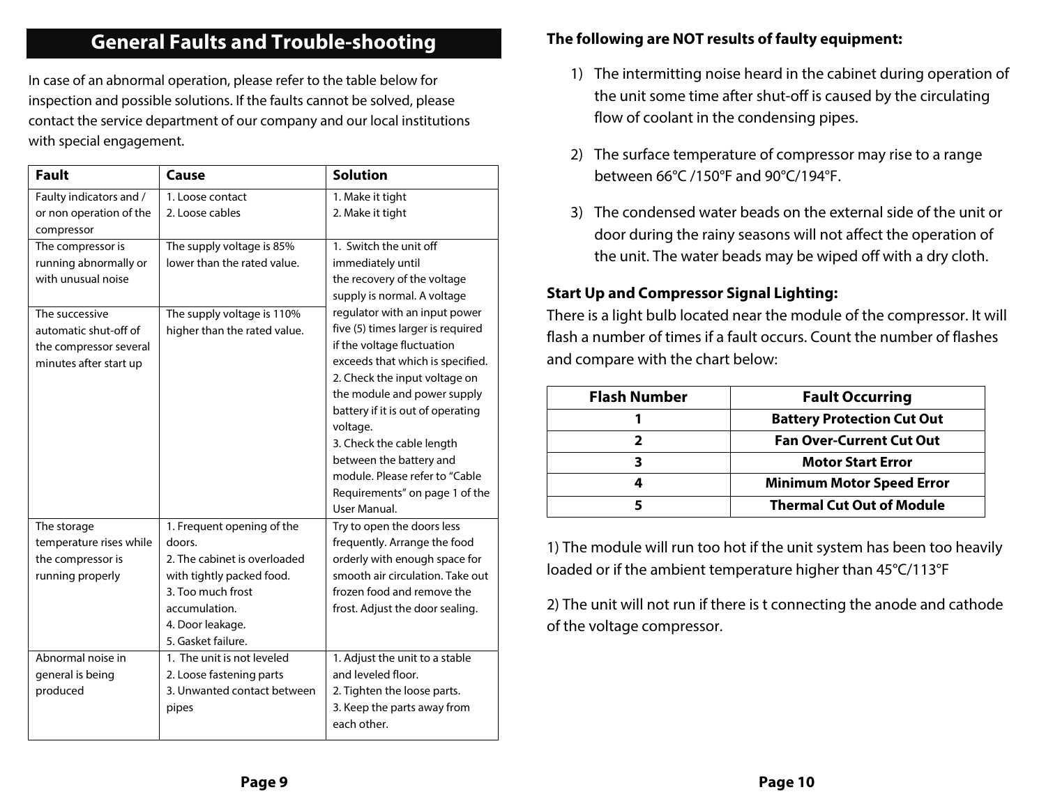## General Faults and Trouble-shooting

In case of an abnormal operation, please refer to the table below for inspection and possible solutions. If the faults cannot be solved, please contact the service department of our company and our local institutions with special engagement.

| Fault | Cause | Solution |
|---|---|---|
| Faulty indicators and / or non operation of the compressor | 1. Loose contact<br>2. Loose cables | 1. Make it tight<br>2. Make it tight |
| The compressor is running abnormally or with unusual noise | The supply voltage is 85% lower than the rated value. | 1. Switch the unit off immediately until the recovery of the voltage supply is normal. A voltage regulator with an input power five (5) times larger is required if the voltage fluctuation exceeds that which is specified.<br>2. Check the input voltage on the module and power supply battery if it is out of operating voltage.<br>3. Check the cable length between the battery and module. Please refer to "Cable Requirements" on page 1 of the User Manual. |
| The successive automatic shut-off of the compressor several minutes after start up | The supply voltage is 110% higher than the rated value. | |
| The storage temperature rises while the compressor is running properly | 1. Frequent opening of the doors.<br>2. The cabinet is overloaded with tightly packed food.<br>3. Too much frost accumulation.<br>4. Door leakage.<br>5. Gasket failure. | Try to open the doors less frequently. Arrange the food orderly with enough space for smooth air circulation. Take out frozen food and remove the frost. Adjust the door sealing. |
| Abnormal noise in general is being produced | 1. The unit is not leveled<br>2. Loose fastening parts<br>3. Unwanted contact between pipes | 1. Adjust the unit to a stable and leveled floor.<br>2. Tighten the loose parts.<br>3. Keep the parts away from each other. |

**The following are NOT results of faulty equipment:**

1) The intermitting noise heard in the cabinet during operation of the unit some time after shut-off is caused by the circulating flow of coolant in the condensing pipes.

2) The surface temperature of compressor may rise to a range between 66°C /150°F and 90°C/194°F.

3) The condensed water beads on the external side of the unit or door during the rainy seasons will not affect the operation of the unit. The water beads may be wiped off with a dry cloth.

**Start Up and Compressor Signal Lighting:**

There is a light bulb located near the module of the compressor. It will flash a number of times if a fault occurs. Count the number of flashes and compare with the chart below:

| Flash Number | Fault Occurring |
|---|---|
| **1** | **Battery Protection Cut Out** |
| **2** | **Fan Over-Current Cut Out** |
| **3** | **Motor Start Error** |
| **4** | **Minimum Motor Speed Error** |
| **5** | **Thermal Cut Out of Module** |

1) The module will run too hot if the unit system has been too heavily loaded or if the ambient temperature higher than 45°C/113°F

2) The unit will not run if there is t connecting the anode and cathode of the voltage compressor.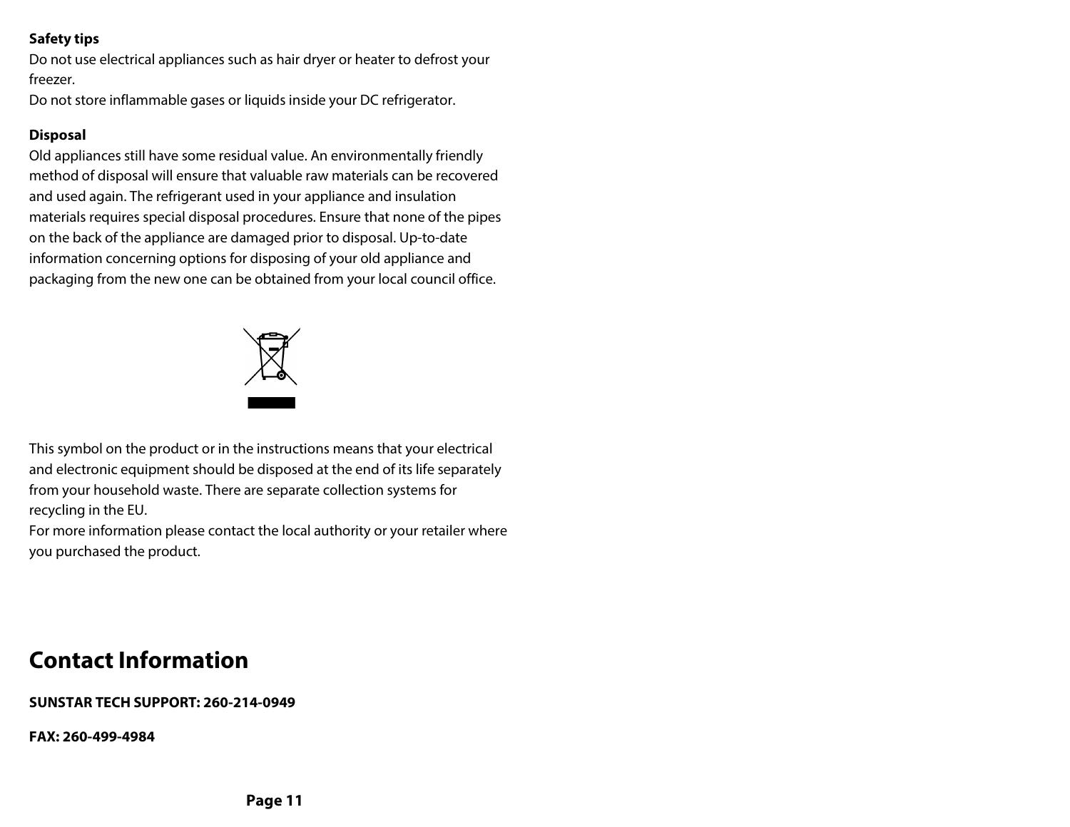**Safety tips**

Do not use electrical appliances such as hair dryer or heater to defrost your freezer.

Do not store inflammable gases or liquids inside your DC refrigerator.

**Disposal**

Old appliances still have some residual value. An environmentally friendly method of disposal will ensure that valuable raw materials can be recovered and used again. The refrigerant used in your appliance and insulation materials requires special disposal procedures. Ensure that none of the pipes on the back of the appliance are damaged prior to disposal. Up-to-date information concerning options for disposing of your old appliance and packaging from the new one can be obtained from your local council office.

This symbol on the product or in the instructions means that your electrical and electronic equipment should be disposed at the end of its life separately from your household waste. There are separate collection systems for recycling in the EU.

For more information please contact the local authority or your retailer where you purchased the product.

# Contact Information

**SUNSTAR TECH SUPPORT: 260-214-0949**

**FAX: 260-499-4984**